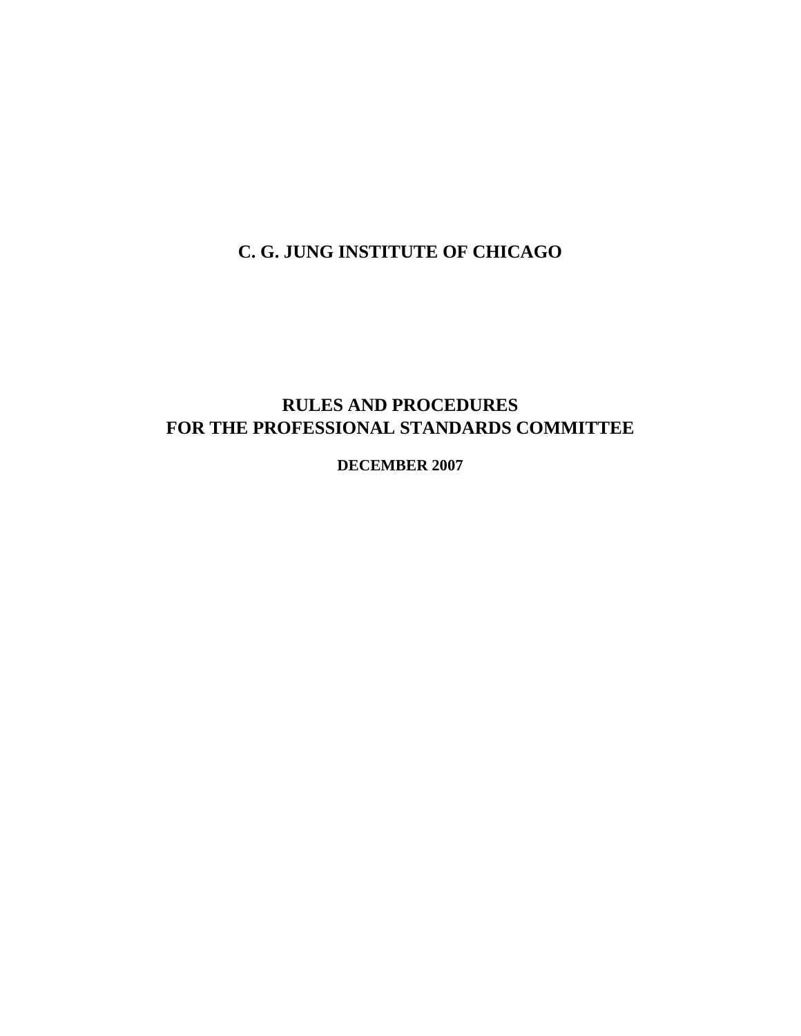# C. G. JUNG INSTITUTE OF CHICAGO

## RULES AND PROCEDURES FOR THE PROFESSIONAL STANDARDS COMMITTEE

**DECEMBER 2007**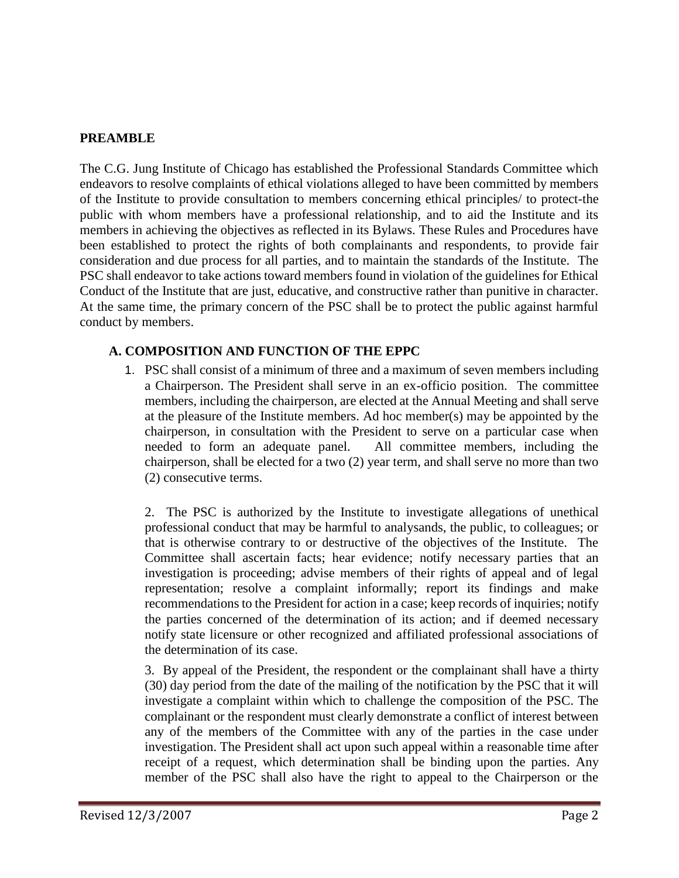## PREAMBLE

The C.G. Jung Institute of Chicago has established the Professional Standards Committee which endeavors to resolve complaints of ethical violations alleged to have been committed by members of the Institute to provide consultation to members concerning ethical principles/ to protect-the public with whom members have a professional relationship, and to aid the Institute and its members in achieving the objectives as reflected in its Bylaws. These Rules and Procedures have been established to protect the rights of both complainants and respondents, to provide fair consideration and due process for all parties, and to maintain the standards of the Institute. The PSC shall endeavor to take actions toward members found in violation of the guidelines for Ethical Conduct of the Institute that are just, educative, and constructive rather than punitive in character. At the same time, the primary concern of the PSC shall be to protect the public against harmful conduct by members.

### A. COMPOSITION AND FUNCTION OF THE EPPC

1. PSC shall consist of a minimum of three and a maximum of seven members including a Chairperson. The President shall serve in an ex-officio position. The committee members, including the chairperson, are elected at the Annual Meeting and shall serve at the pleasure of the Institute members. Ad hoc member(s) may be appointed by the chairperson, in consultation with the President to serve on a particular case when needed to form an adequate panel. All committee members, including the chairperson, shall be elected for a two (2) year term, and shall serve no more than two (2) consecutive terms.

2. The PSC is authorized by the Institute to investigate allegations of unethical professional conduct that may be harmful to analysands, the public, to colleagues; or that is otherwise contrary to or destructive of the objectives of the Institute. The Committee shall ascertain facts; hear evidence; notify necessary parties that an investigation is proceeding; advise members of their rights of appeal and of legal representation; resolve a complaint informally; report its findings and make recommendations to the President for action in a case; keep records of inquiries; notify the parties concerned of the determination of its action; and if deemed necessary notify state licensure or other recognized and affiliated professional associations of the determination of its case.

3. By appeal of the President, the respondent or the complainant shall have a thirty (30) day period from the date of the mailing of the notification by the PSC that it will investigate a complaint within which to challenge the composition of the PSC. The complainant or the respondent must clearly demonstrate a conflict of interest between any of the members of the Committee with any of the parties in the case under investigation. The President shall act upon such appeal within a reasonable time after receipt of a request, which determination shall be binding upon the parties. Any member of the PSC shall also have the right to appeal to the Chairperson or the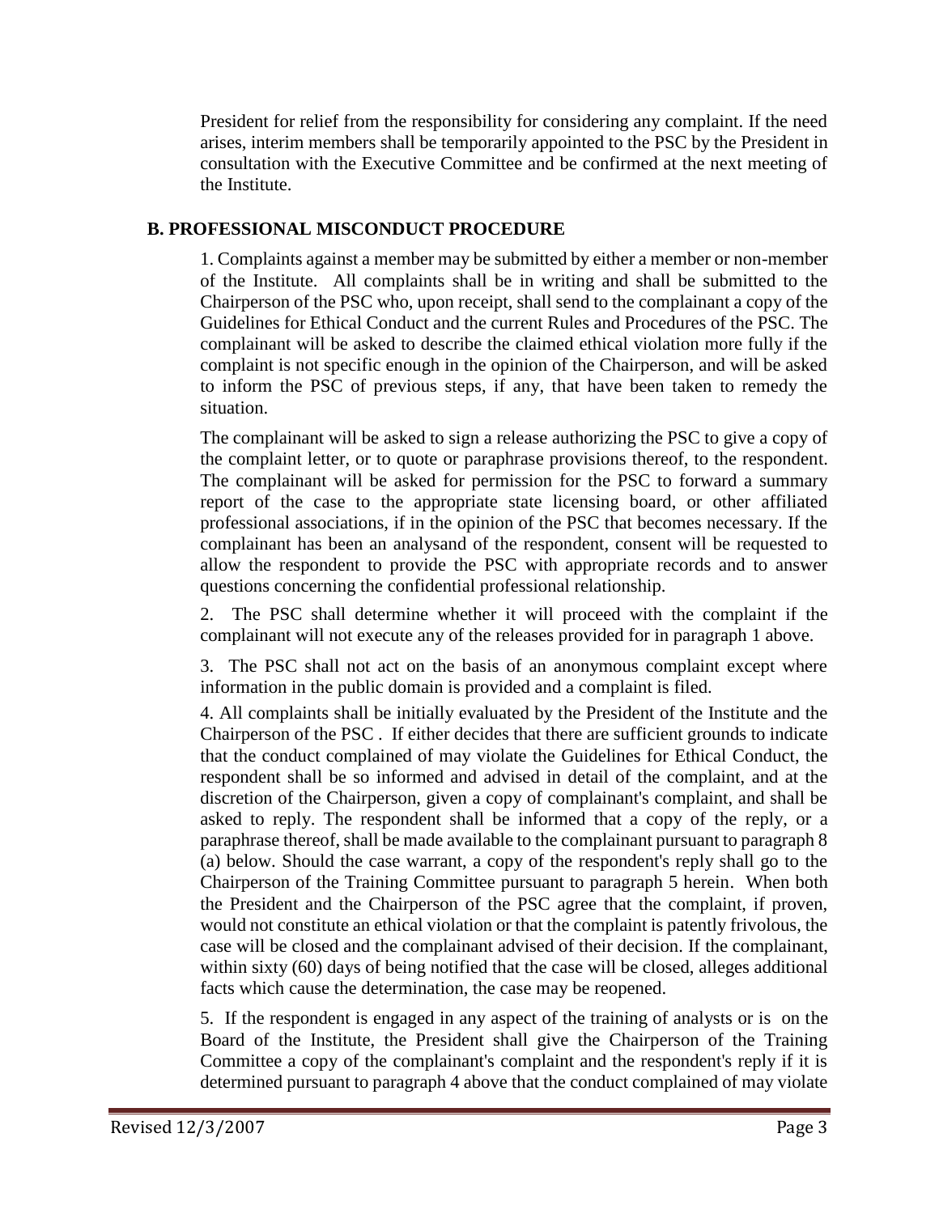President for relief from the responsibility for considering any complaint. If the need arises, interim members shall be temporarily appointed to the PSC by the President in consultation with the Executive Committee and be confirmed at the next meeting of the Institute.

## B. PROFESSIONAL MISCONDUCT PROCEDURE

1. Complaints against a member may be submitted by either a member or non-member of the Institute. All complaints shall be in writing and shall be submitted to the Chairperson of the PSC who, upon receipt, shall send to the complainant a copy of the Guidelines for Ethical Conduct and the current Rules and Procedures of the PSC. The complainant will be asked to describe the claimed ethical violation more fully if the complaint is not specific enough in the opinion of the Chairperson, and will be asked to inform the PSC of previous steps, if any, that have been taken to remedy the situation.

The complainant will be asked to sign a release authorizing the PSC to give a copy of the complaint letter, or to quote or paraphrase provisions thereof, to the respondent. The complainant will be asked for permission for the PSC to forward a summary report of the case to the appropriate state licensing board, or other affiliated professional associations, if in the opinion of the PSC that becomes necessary. If the complainant has been an analysand of the respondent, consent will be requested to allow the respondent to provide the PSC with appropriate records and to answer questions concerning the confidential professional relationship.

2. The PSC shall determine whether it will proceed with the complaint if the complainant will not execute any of the releases provided for in paragraph 1 above.

3. The PSC shall not act on the basis of an anonymous complaint except where information in the public domain is provided and a complaint is filed.

4. All complaints shall be initially evaluated by the President of the Institute and the Chairperson of the PSC . If either decides that there are sufficient grounds to indicate that the conduct complained of may violate the Guidelines for Ethical Conduct, the respondent shall be so informed and advised in detail of the complaint, and at the discretion of the Chairperson, given a copy of complainant's complaint, and shall be asked to reply. The respondent shall be informed that a copy of the reply, or a paraphrase thereof, shall be made available to the complainant pursuant to paragraph 8 (a) below. Should the case warrant, a copy of the respondent's reply shall go to the Chairperson of the Training Committee pursuant to paragraph 5 herein. When both the President and the Chairperson of the PSC agree that the complaint, if proven, would not constitute an ethical violation or that the complaint is patently frivolous, the case will be closed and the complainant advised of their decision. If the complainant, within sixty (60) days of being notified that the case will be closed, alleges additional facts which cause the determination, the case may be reopened.

5. If the respondent is engaged in any aspect of the training of analysts or is on the Board of the Institute, the President shall give the Chairperson of the Training Committee a copy of the complainant's complaint and the respondent's reply if it is determined pursuant to paragraph 4 above that the conduct complained of may violate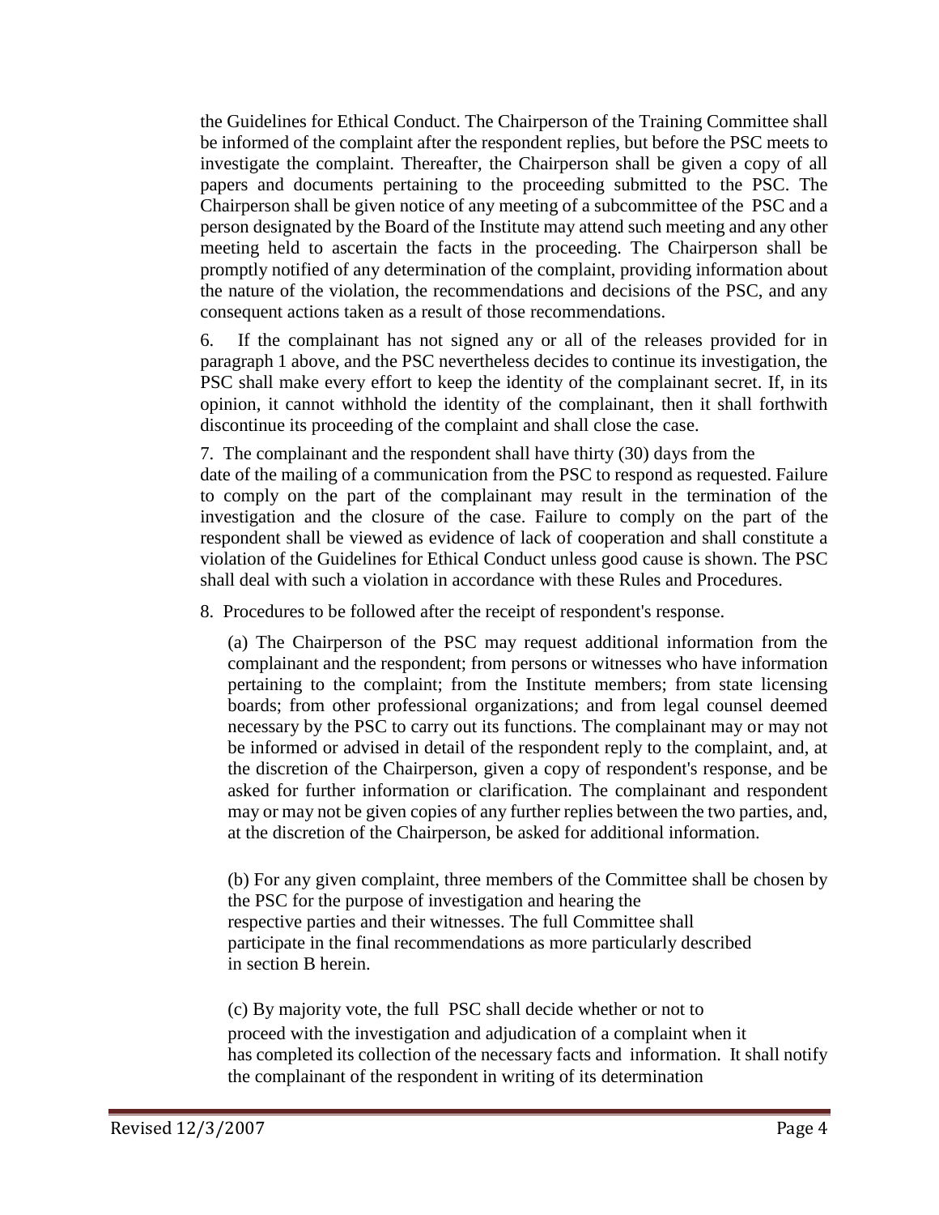the Guidelines for Ethical Conduct. The Chairperson of the Training Committee shall be informed of the complaint after the respondent replies, but before the PSC meets to investigate the complaint. Thereafter, the Chairperson shall be given a copy of all papers and documents pertaining to the proceeding submitted to the PSC. The Chairperson shall be given notice of any meeting of a subcommittee of the PSC and a person designated by the Board of the Institute may attend such meeting and any other meeting held to ascertain the facts in the proceeding. The Chairperson shall be promptly notified of any determination of the complaint, providing information about the nature of the violation, the recommendations and decisions of the PSC, and any consequent actions taken as a result of those recommendations.

6. If the complainant has not signed any or all of the releases provided for in paragraph 1 above, and the PSC nevertheless decides to continue its investigation, the PSC shall make every effort to keep the identity of the complainant secret. If, in its opinion, it cannot withhold the identity of the complainant, then it shall forthwith discontinue its proceeding of the complaint and shall close the case.

7. The complainant and the respondent shall have thirty (30) days from the date of the mailing of a communication from the PSC to respond as requested. Failure to comply on the part of the complainant may result in the termination of the investigation and the closure of the case. Failure to comply on the part of the respondent shall be viewed as evidence of lack of cooperation and shall constitute a violation of the Guidelines for Ethical Conduct unless good cause is shown. The PSC shall deal with such a violation in accordance with these Rules and Procedures.

8. Procedures to be followed after the receipt of respondent's response.

(a) The Chairperson of the PSC may request additional information from the complainant and the respondent; from persons or witnesses who have information pertaining to the complaint; from the Institute members; from state licensing boards; from other professional organizations; and from legal counsel deemed necessary by the PSC to carry out its functions. The complainant may or may not be informed or advised in detail of the respondent reply to the complaint, and, at the discretion of the Chairperson, given a copy of respondent's response, and be asked for further information or clarification. The complainant and respondent may or may not be given copies of any further replies between the two parties, and, at the discretion of the Chairperson, be asked for additional information.

(b) For any given complaint, three members of the Committee shall be chosen by the PSC for the purpose of investigation and hearing the respective parties and their witnesses. The full Committee shall participate in the final recommendations as more particularly described in section B herein.

(c) By majority vote, the full PSC shall decide whether or not to proceed with the investigation and adjudication of a complaint when it has completed its collection of the necessary facts and information. It shall notify the complainant of the respondent in writing of its determination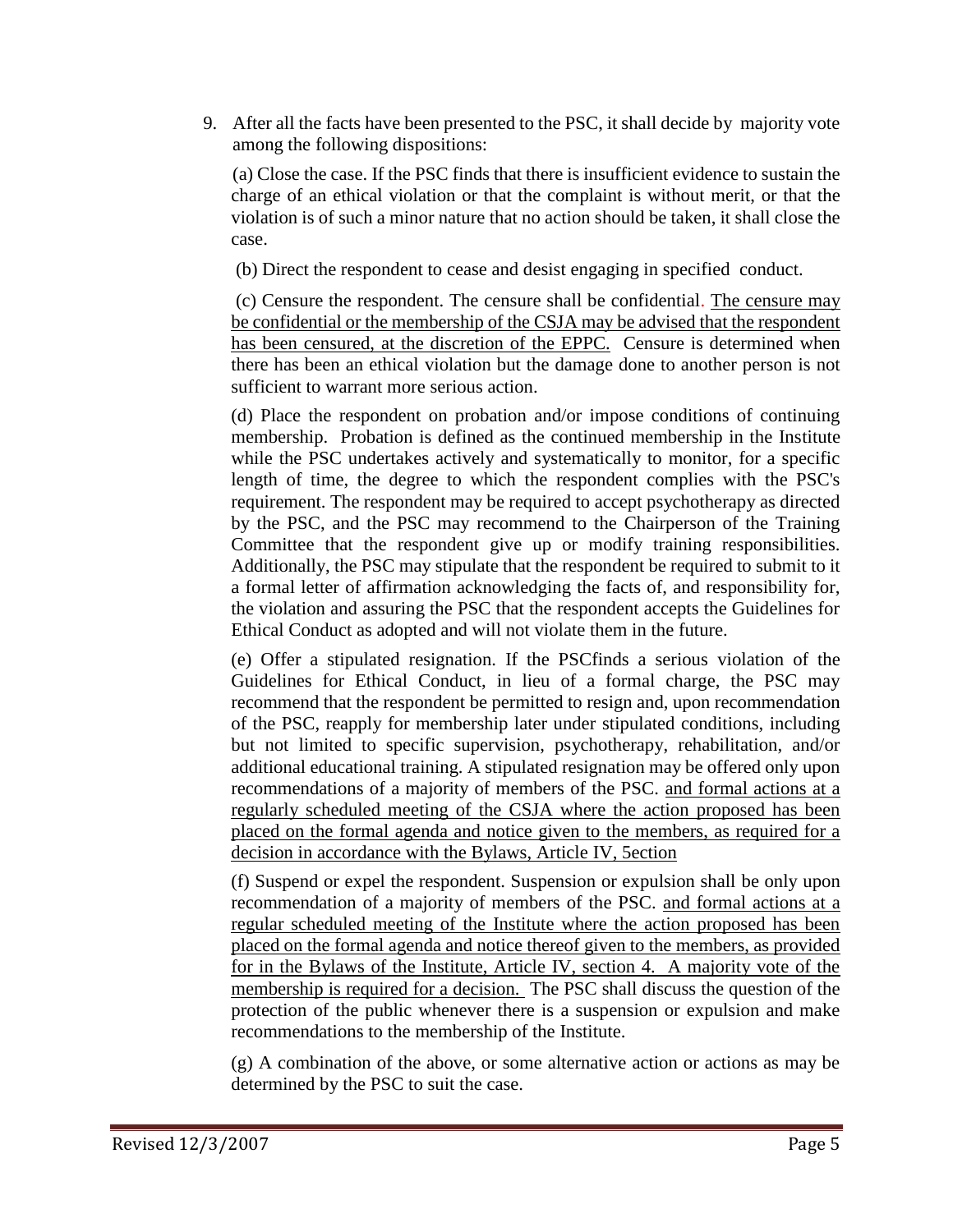9. After all the facts have been presented to the PSC, it shall decide by majority vote among the following dispositions:

   (a) Close the case. If the PSC finds that there is insufficient evidence to sustain the charge of an ethical violation or that the complaint is without merit, or that the violation is of such a minor nature that no action should be taken, it shall close the case.

   (b) Direct the respondent to cease and desist engaging in specified conduct.

   (c) Censure the respondent. The censure shall be confidential. <u>The censure may be confidential or the membership of the CSJA may be advised that the respondent has been censured, at the discretion of the EPPC.</u> Censure is determined when there has been an ethical violation but the damage done to another person is not sufficient to warrant more serious action.

   (d) Place the respondent on probation and/or impose conditions of continuing membership. Probation is defined as the continued membership in the Institute while the PSC undertakes actively and systematically to monitor, for a specific length of time, the degree to which the respondent complies with the PSC's requirement. The respondent may be required to accept psychotherapy as directed by the PSC, and the PSC may recommend to the Chairperson of the Training Committee that the respondent give up or modify training responsibilities. Additionally, the PSC may stipulate that the respondent be required to submit to it a formal letter of affirmation acknowledging the facts of, and responsibility for, the violation and assuring the PSC that the respondent accepts the Guidelines for Ethical Conduct as adopted and will not violate them in the future.

   (e) Offer a stipulated resignation. If the PSCfinds a serious violation of the Guidelines for Ethical Conduct, in lieu of a formal charge, the PSC may recommend that the respondent be permitted to resign and, upon recommendation of the PSC, reapply for membership later under stipulated conditions, including but not limited to specific supervision, psychotherapy, rehabilitation, and/or additional educational training. A stipulated resignation may be offered only upon recommendations of a majority of members of the PSC. <u>and formal actions at a regularly scheduled meeting of the CSJA where the action proposed has been placed on the formal agenda and notice given to the members, as required for a decision in accordance with the Bylaws, Article IV, 5ection</u>

   (f) Suspend or expel the respondent. Suspension or expulsion shall be only upon recommendation of a majority of members of the PSC. <u>and formal actions at a regular scheduled meeting of the Institute where the action proposed has been placed on the formal agenda and notice thereof given to the members, as provided for in the Bylaws of the Institute, Article IV, section 4. A majority vote of the membership is required for a decision.</u> The PSC shall discuss the question of the protection of the public whenever there is a suspension or expulsion and make recommendations to the membership of the Institute.

   (g) A combination of the above, or some alternative action or actions as may be determined by the PSC to suit the case.

Revised 12/3/2007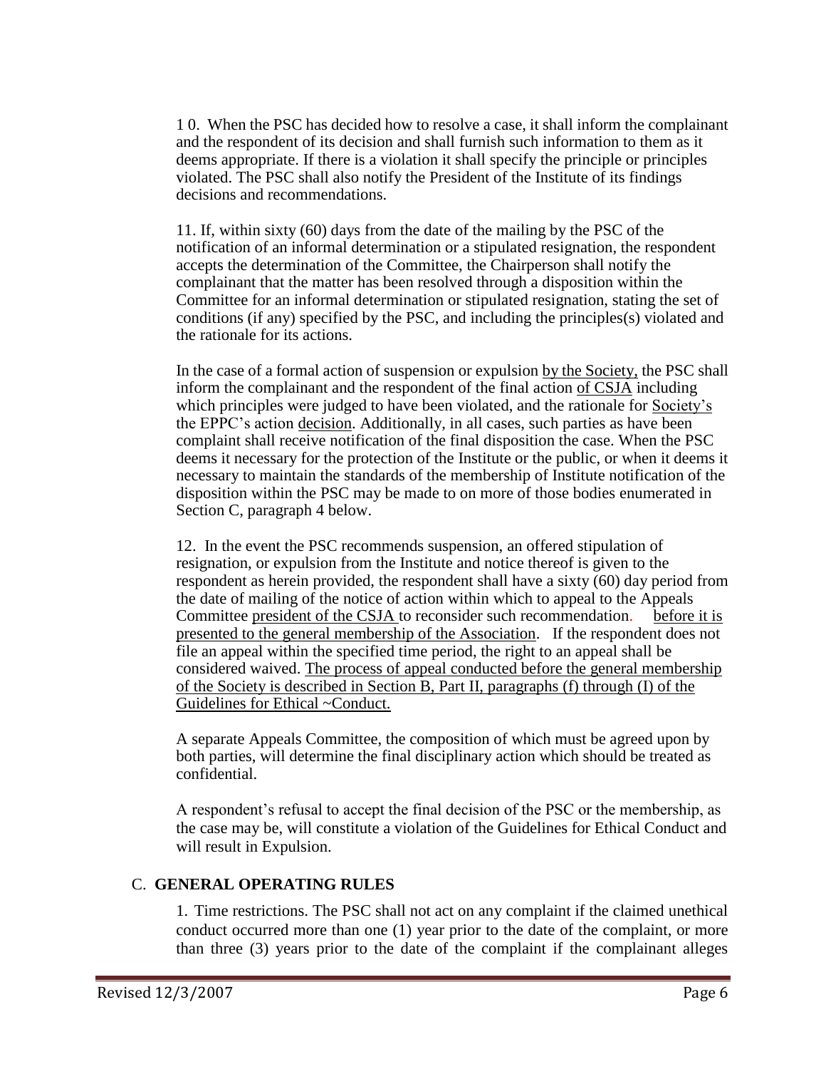1 0. When the PSC has decided how to resolve a case, it shall inform the complainant and the respondent of its decision and shall furnish such information to them as it deems appropriate. If there is a violation it shall specify the principle or principles violated. The PSC shall also notify the President of the Institute of its findings decisions and recommendations.

11. If, within sixty (60) days from the date of the mailing by the PSC of the notification of an informal determination or a stipulated resignation, the respondent accepts the determination of the Committee, the Chairperson shall notify the complainant that the matter has been resolved through a disposition within the Committee for an informal determination or stipulated resignation, stating the set of conditions (if any) specified by the PSC, and including the principles(s) violated and the rationale for its actions.

In the case of a formal action of suspension or expulsion by the Society, the PSC shall inform the complainant and the respondent of the final action of CSJA including which principles were judged to have been violated, and the rationale for Society's the EPPC's action decision. Additionally, in all cases, such parties as have been complaint shall receive notification of the final disposition the case. When the PSC deems it necessary for the protection of the Institute or the public, or when it deems it necessary to maintain the standards of the membership of Institute notification of the disposition within the PSC may be made to on more of those bodies enumerated in Section C, paragraph 4 below.

12. In the event the PSC recommends suspension, an offered stipulation of resignation, or expulsion from the Institute and notice thereof is given to the respondent as herein provided, the respondent shall have a sixty (60) day period from the date of mailing of the notice of action within which to appeal to the Appeals Committee president of the CSJA to reconsider such recommendation. before it is presented to the general membership of the Association. If the respondent does not file an appeal within the specified time period, the right to an appeal shall be considered waived. The process of appeal conducted before the general membership of the Society is described in Section B, Part II, paragraphs (f) through (I) of the Guidelines for Ethical ~Conduct.

A separate Appeals Committee, the composition of which must be agreed upon by both parties, will determine the final disciplinary action which should be treated as confidential.

A respondent's refusal to accept the final decision of the PSC or the membership, as the case may be, will constitute a violation of the Guidelines for Ethical Conduct and will result in Expulsion.

## C. GENERAL OPERATING RULES

1. Time restrictions. The PSC shall not act on any complaint if the claimed unethical conduct occurred more than one (1) year prior to the date of the complaint, or more than three (3) years prior to the date of the complaint if the complainant alleges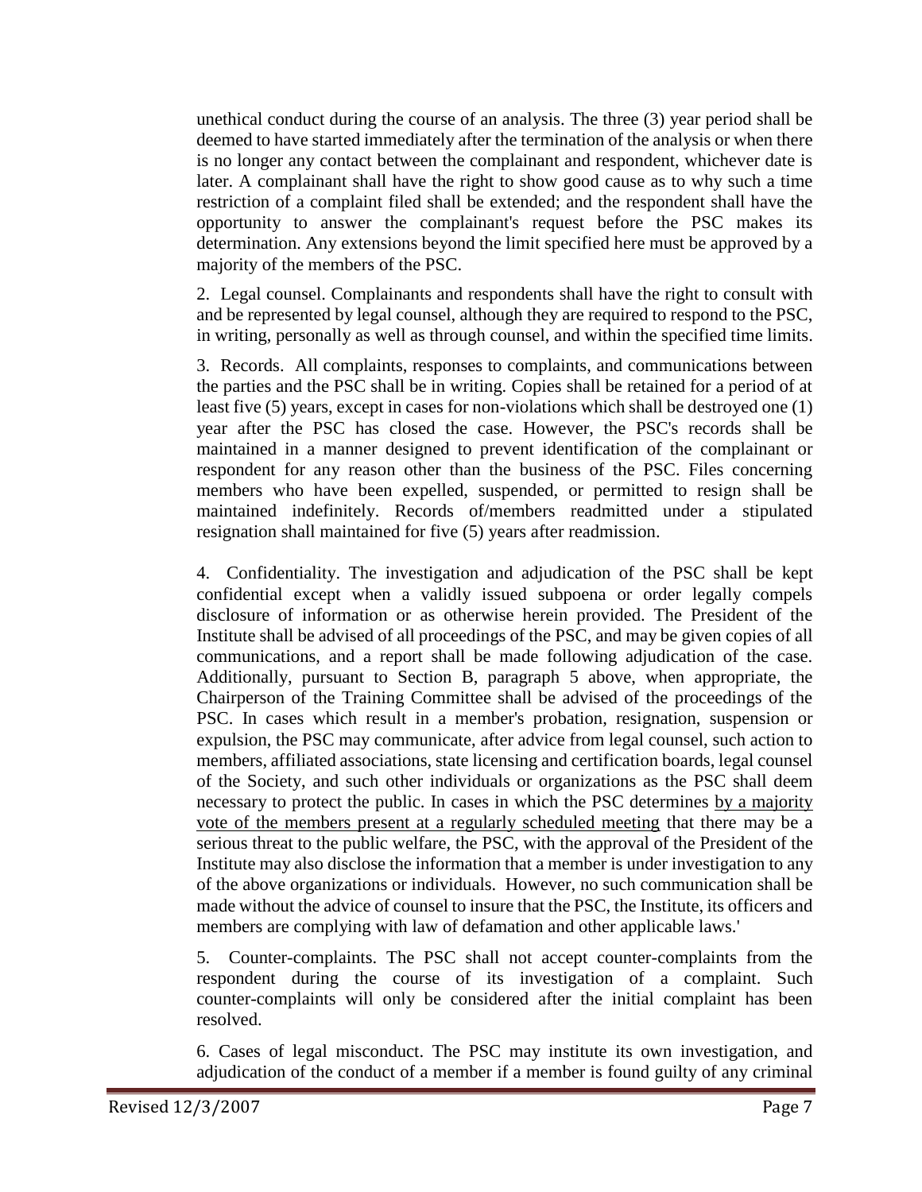unethical conduct during the course of an analysis. The three (3) year period shall be deemed to have started immediately after the termination of the analysis or when there is no longer any contact between the complainant and respondent, whichever date is later. A complainant shall have the right to show good cause as to why such a time restriction of a complaint filed shall be extended; and the respondent shall have the opportunity to answer the complainant's request before the PSC makes its determination. Any extensions beyond the limit specified here must be approved by a majority of the members of the PSC.

2. Legal counsel. Complainants and respondents shall have the right to consult with and be represented by legal counsel, although they are required to respond to the PSC, in writing, personally as well as through counsel, and within the specified time limits.

3. Records. All complaints, responses to complaints, and communications between the parties and the PSC shall be in writing. Copies shall be retained for a period of at least five (5) years, except in cases for non-violations which shall be destroyed one (1) year after the PSC has closed the case. However, the PSC's records shall be maintained in a manner designed to prevent identification of the complainant or respondent for any reason other than the business of the PSC. Files concerning members who have been expelled, suspended, or permitted to resign shall be maintained indefinitely. Records of/members readmitted under a stipulated resignation shall maintained for five (5) years after readmission.

4. Confidentiality. The investigation and adjudication of the PSC shall be kept confidential except when a validly issued subpoena or order legally compels disclosure of information or as otherwise herein provided. The President of the Institute shall be advised of all proceedings of the PSC, and may be given copies of all communications, and a report shall be made following adjudication of the case. Additionally, pursuant to Section B, paragraph 5 above, when appropriate, the Chairperson of the Training Committee shall be advised of the proceedings of the PSC. In cases which result in a member's probation, resignation, suspension or expulsion, the PSC may communicate, after advice from legal counsel, such action to members, affiliated associations, state licensing and certification boards, legal counsel of the Society, and such other individuals or organizations as the PSC shall deem necessary to protect the public. In cases in which the PSC determines <u>by a majority vote of the members present at a regularly scheduled meeting</u> that there may be a serious threat to the public welfare, the PSC, with the approval of the President of the Institute may also disclose the information that a member is under investigation to any of the above organizations or individuals. However, no such communication shall be made without the advice of counsel to insure that the PSC, the Institute, its officers and members are complying with law of defamation and other applicable laws.'

5. Counter-complaints. The PSC shall not accept counter-complaints from the respondent during the course of its investigation of a complaint. Such counter-complaints will only be considered after the initial complaint has been resolved.

6. Cases of legal misconduct. The PSC may institute its own investigation, and adjudication of the conduct of a member if a member is found guilty of any criminal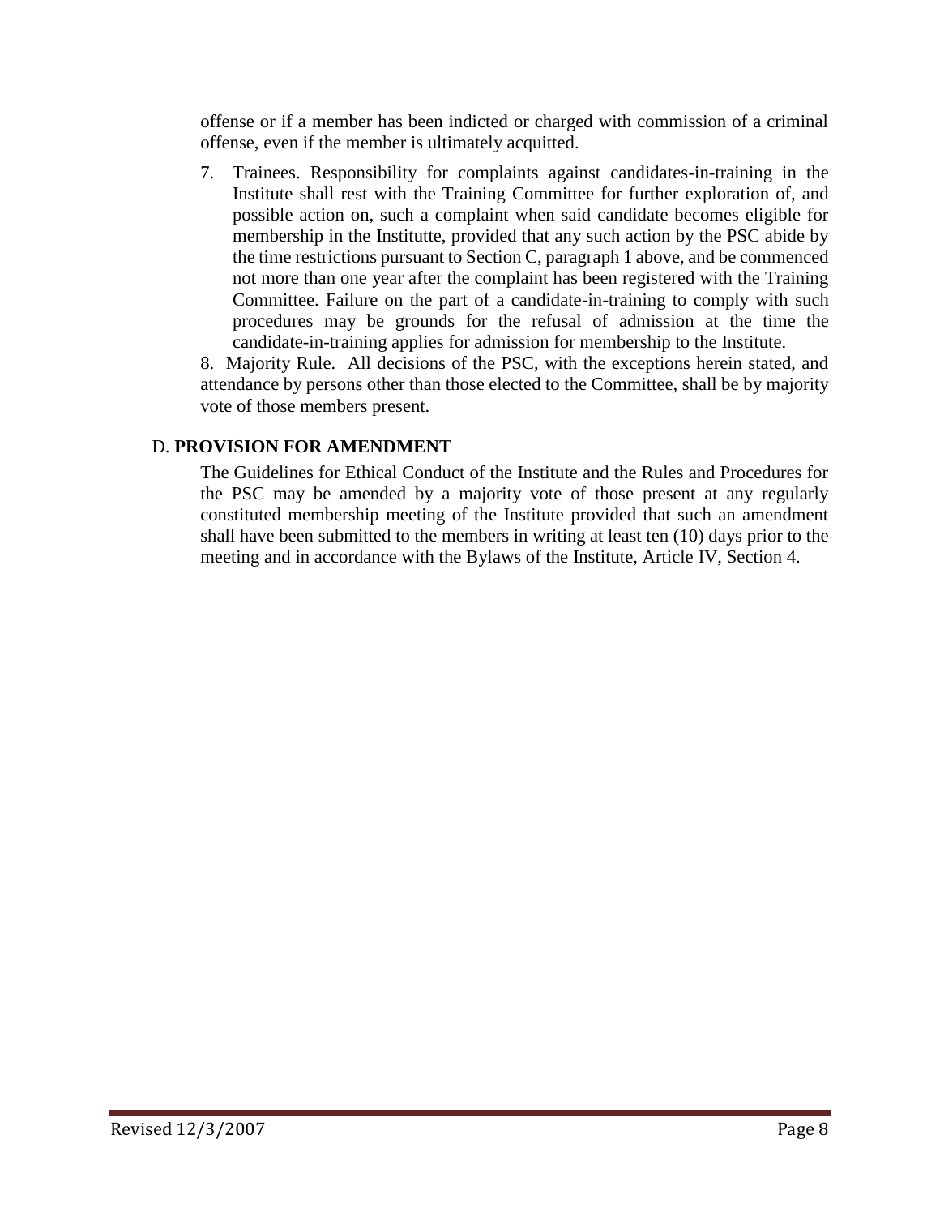offense or if a member has been indicted or charged with commission of a criminal offense, even if the member is ultimately acquitted.

7. Trainees. Responsibility for complaints against candidates-in-training in the Institute shall rest with the Training Committee for further exploration of, and possible action on, such a complaint when said candidate becomes eligible for membership in the Institutte, provided that any such action by the PSC abide by the time restrictions pursuant to Section C, paragraph 1 above, and be commenced not more than one year after the complaint has been registered with the Training Committee. Failure on the part of a candidate-in-training to comply with such procedures may be grounds for the refusal of admission at the time the candidate-in-training applies for admission for membership to the Institute.

8. Majority Rule. All decisions of the PSC, with the exceptions herein stated, and attendance by persons other than those elected to the Committee, shall be by majority vote of those members present.

## D. PROVISION FOR AMENDMENT

The Guidelines for Ethical Conduct of the Institute and the Rules and Procedures for the PSC may be amended by a majority vote of those present at any regularly constituted membership meeting of the Institute provided that such an amendment shall have been submitted to the members in writing at least ten (10) days prior to the meeting and in accordance with the Bylaws of the Institute, Article IV, Section 4.